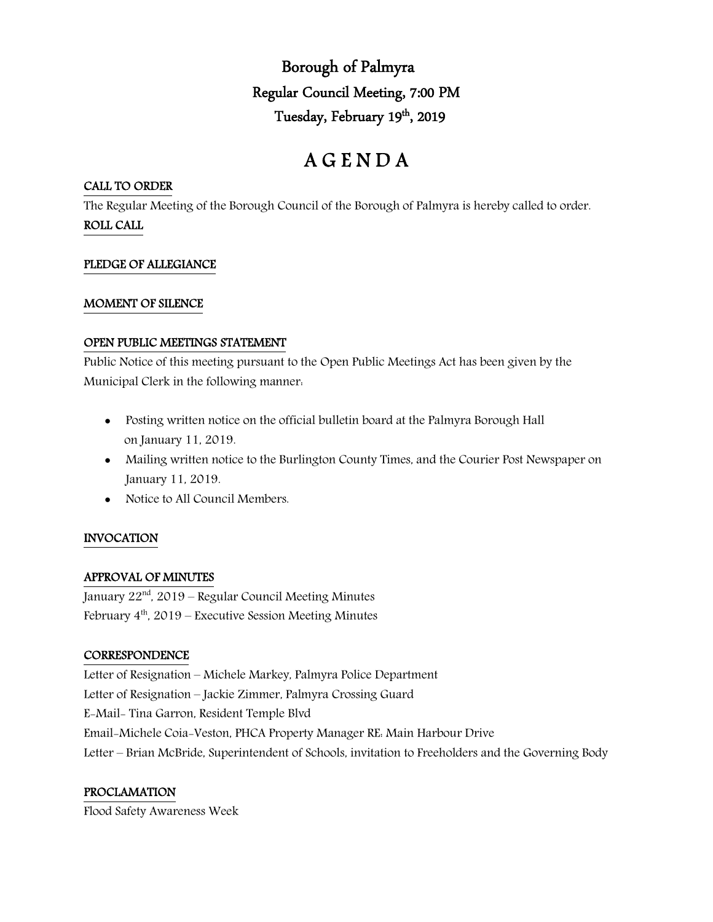# Borough of Palmyra

## Regular Council Meeting, 7:00 PM

## Tuesday, February 19th, 2019

# A G E N D A

**CALL TO ORDER**

The Regular Meeting of the Borough Council of the Borough of Palmyra is hereby called to order.

**ROLL CALL**

**PLEDGE OF ALLEGIANCE**

**MOMENT OF SILENCE**

**OPEN PUBLIC MEETINGS STATEMENT**

Public Notice of this meeting pursuant to the Open Public Meetings Act has been given by the Municipal Clerk in the following manner:

- Posting written notice on the official bulletin board at the Palmyra Borough Hall on January 11, 2019.
- Mailing written notice to the Burlington County Times, and the Courier Post Newspaper on January 11, 2019.
- Notice to All Council Members.

**INVOCATION**

**APPROVAL OF MINUTES**

January 22nd, 2019 – Regular Council Meeting Minutes
February 4th, 2019 – Executive Session Meeting Minutes

**CORRESPONDENCE**

Letter of Resignation – Michele Markey, Palmyra Police Department
Letter of Resignation – Jackie Zimmer, Palmyra Crossing Guard
E-Mail- Tina Garron, Resident Temple Blvd
Email-Michele Coia-Veston, PHCA Property Manager RE: Main Harbour Drive
Letter – Brian McBride, Superintendent of Schools, invitation to Freeholders and the Governing Body

**PROCLAMATION**

Flood Safety Awareness Week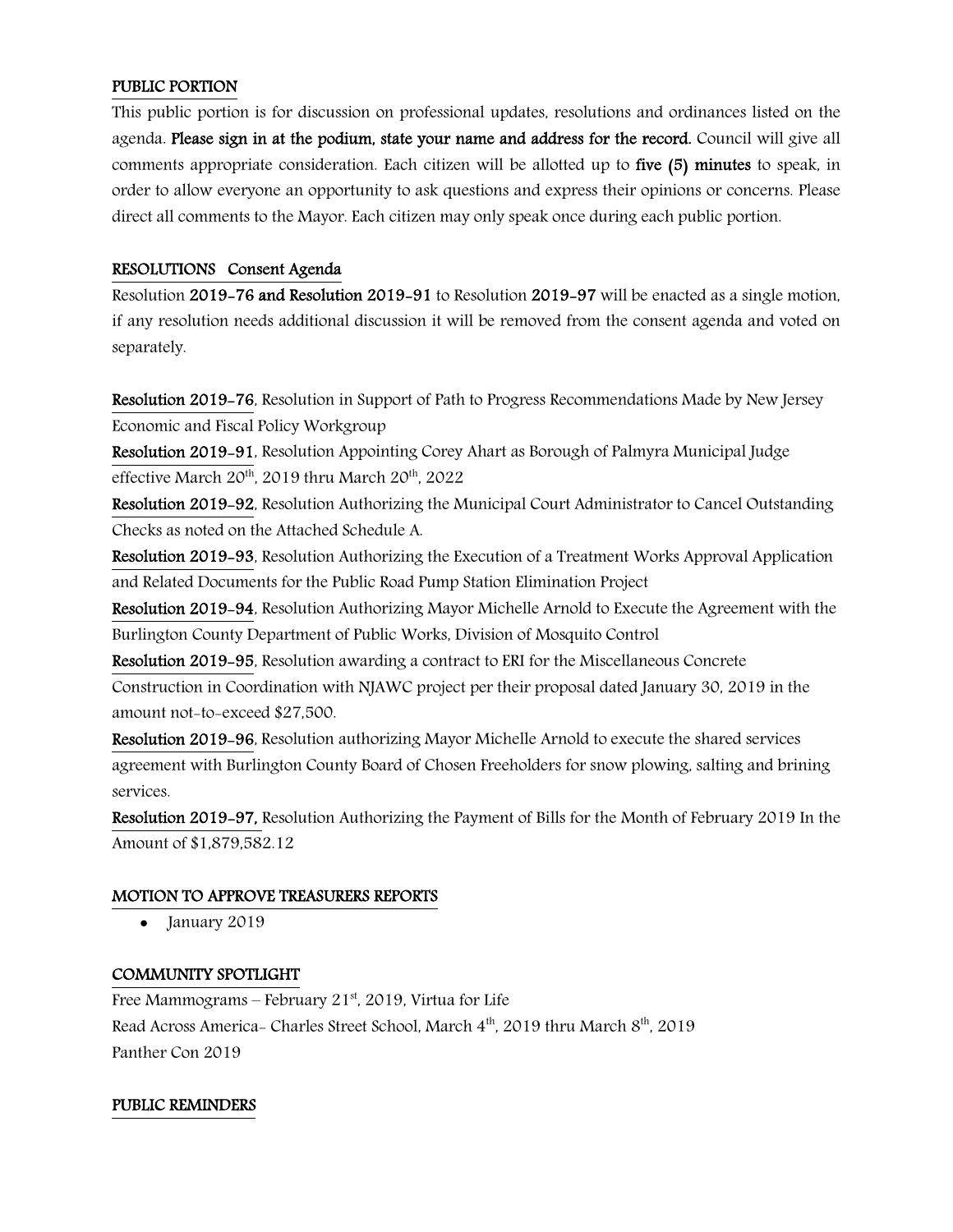## PUBLIC PORTION

This public portion is for discussion on professional updates, resolutions and ordinances listed on the agenda. **Please sign in at the podium, state your name and address for the record.** Council will give all comments appropriate consideration. Each citizen will be allotted up to **five (5) minutes** to speak, in order to allow everyone an opportunity to ask questions and express their opinions or concerns. Please direct all comments to the Mayor. Each citizen may only speak once during each public portion.

## RESOLUTIONS Consent Agenda

Resolution **2019-76 and Resolution 2019-91** to Resolution **2019-97** will be enacted as a single motion, if any resolution needs additional discussion it will be removed from the consent agenda and voted on separately.

**Resolution 2019-76**, Resolution in Support of Path to Progress Recommendations Made by New Jersey Economic and Fiscal Policy Workgroup

**Resolution 2019-91**, Resolution Appointing Corey Ahart as Borough of Palmyra Municipal Judge effective March 20th, 2019 thru March 20th, 2022

**Resolution 2019-92**, Resolution Authorizing the Municipal Court Administrator to Cancel Outstanding Checks as noted on the Attached Schedule A.

**Resolution 2019-93**, Resolution Authorizing the Execution of a Treatment Works Approval Application and Related Documents for the Public Road Pump Station Elimination Project

**Resolution 2019-94**, Resolution Authorizing Mayor Michelle Arnold to Execute the Agreement with the Burlington County Department of Public Works, Division of Mosquito Control

**Resolution 2019-95**, Resolution awarding a contract to ERI for the Miscellaneous Concrete Construction in Coordination with NJAWC project per their proposal dated January 30, 2019 in the amount not-to-exceed $27,500.

**Resolution 2019-96**, Resolution authorizing Mayor Michelle Arnold to execute the shared services agreement with Burlington County Board of Chosen Freeholders for snow plowing, salting and brining services.

**Resolution 2019-97,** Resolution Authorizing the Payment of Bills for the Month of February 2019 In the Amount of $1,879,582.12

## MOTION TO APPROVE TREASURERS REPORTS

- January 2019

## COMMUNITY SPOTLIGHT

Free Mammograms – February 21st, 2019, Virtua for Life

Read Across America- Charles Street School, March 4th, 2019 thru March 8th, 2019

Panther Con 2019

## PUBLIC REMINDERS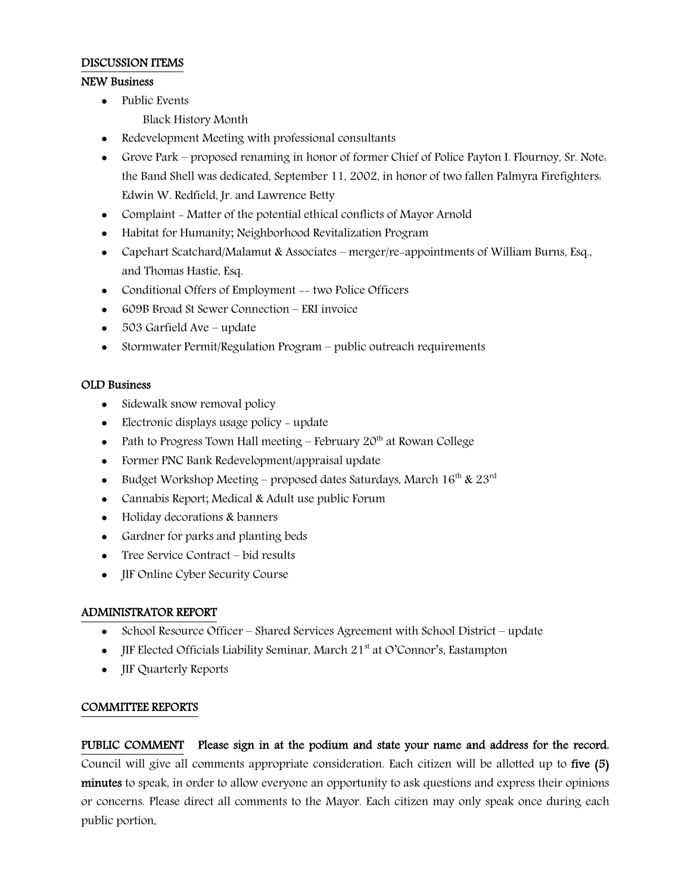## DISCUSSION ITEMS

### NEW Business

- Public Events
  - Black History Month
- Redevelopment Meeting with professional consultants
- Grove Park – proposed renaming in honor of former Chief of Police Payton I. Flournoy, Sr. Note: the Band Shell was dedicated, September 11, 2002, in honor of two fallen Palmyra Firefighters: Edwin W. Redfield, Jr. and Lawrence Betty
- Complaint - Matter of the potential ethical conflicts of Mayor Arnold
- Habitat for Humanity; Neighborhood Revitalization Program
- Capehart Scatchard/Malamut & Associates – merger/re-appointments of William Burns, Esq., and Thomas Hastie, Esq.
- Conditional Offers of Employment -- two Police Officers
- 609B Broad St Sewer Connection – ERI invoice
- 503 Garfield Ave – update
- Stormwater Permit/Regulation Program – public outreach requirements

### OLD Business

- Sidewalk snow removal policy
- Electronic displays usage policy - update
- Path to Progress Town Hall meeting – February 20th at Rowan College
- Former PNC Bank Redevelopment/appraisal update
- Budget Workshop Meeting – proposed dates Saturdays, March 16th & 23rd
- Cannabis Report; Medical & Adult use public Forum
- Holiday decorations & banners
- Gardner for parks and planting beds
- Tree Service Contract – bid results
- JIF Online Cyber Security Course

## ADMINISTRATOR REPORT

- School Resource Officer – Shared Services Agreement with School District – update
- JIF Elected Officials Liability Seminar, March 21st at O'Connor's, Eastampton
- JIF Quarterly Reports

## COMMITTEE REPORTS

**PUBLIC COMMENT** **Please sign in at the podium and state your name and address for the record.** Council will give all comments appropriate consideration. Each citizen will be allotted up to **five (5) minutes** to speak, in order to allow everyone an opportunity to ask questions and express their opinions or concerns. Please direct all comments to the Mayor. Each citizen may only speak once during each public portion.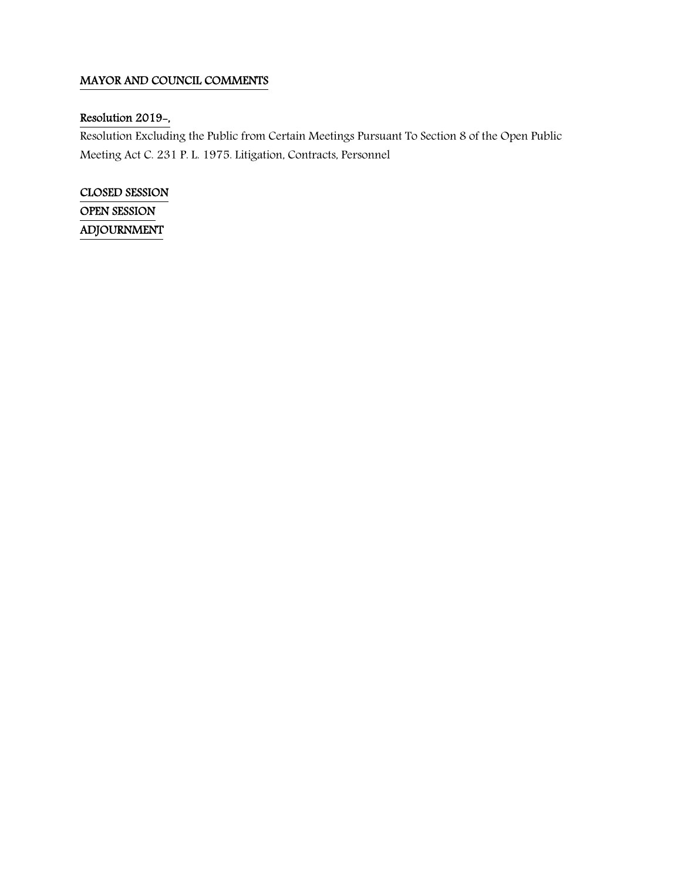**MAYOR AND COUNCIL COMMENTS**

**Resolution 2019-,**

Resolution Excluding the Public from Certain Meetings Pursuant To Section 8 of the Open Public Meeting Act C. 231 P. L. 1975. Litigation, Contracts, Personnel

**CLOSED SESSION**

**OPEN SESSION**

**ADJOURNMENT**